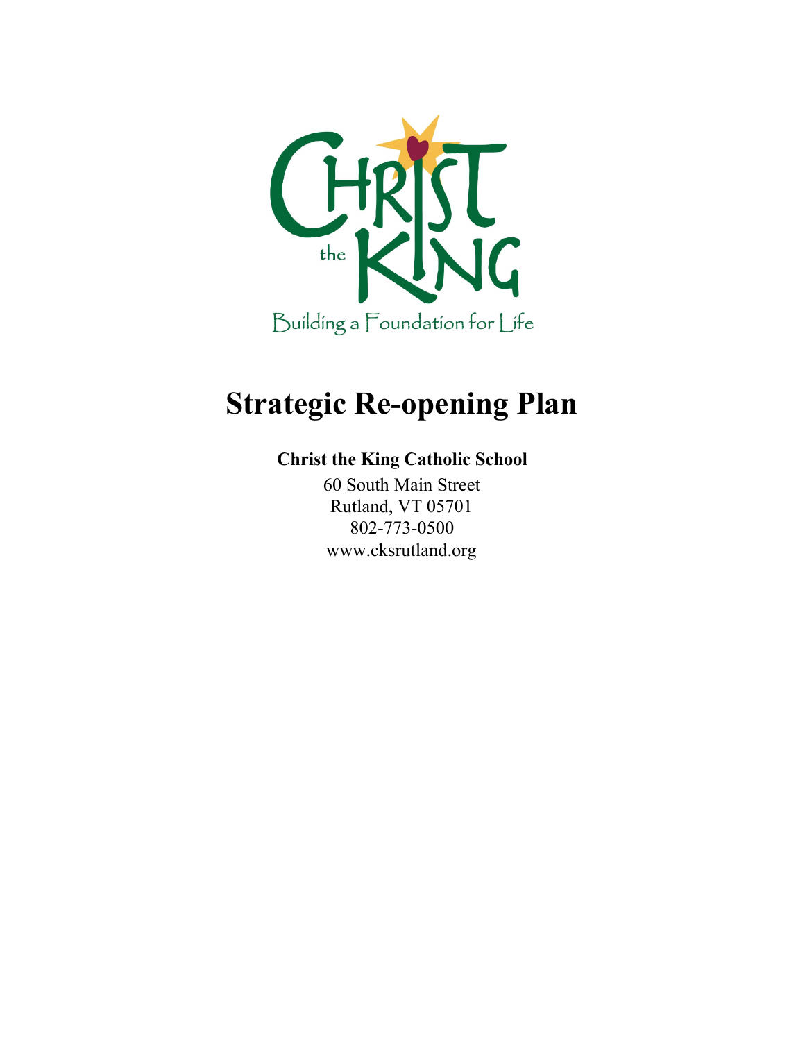# Strategic Re-opening Plan

**Christ the King Catholic School**

60 South Main Street
Rutland, VT 05701
802-773-0500
www.cksrutland.org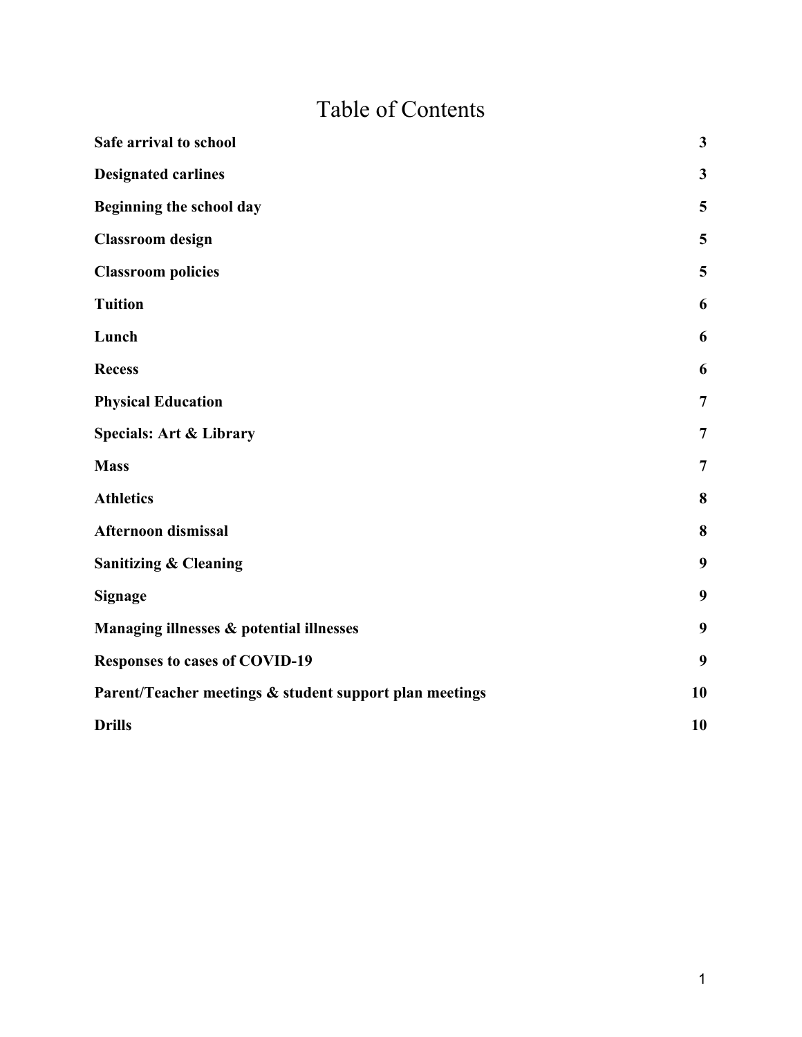# Table of Contents

| | |
|---|---|
| **Safe arrival to school** | **3** |
| **Designated carlines** | **3** |
| **Beginning the school day** | **5** |
| **Classroom design** | **5** |
| **Classroom policies** | **5** |
| **Tuition** | **6** |
| **Lunch** | **6** |
| **Recess** | **6** |
| **Physical Education** | **7** |
| **Specials: Art & Library** | **7** |
| **Mass** | **7** |
| **Athletics** | **8** |
| **Afternoon dismissal** | **8** |
| **Sanitizing & Cleaning** | **9** |
| **Signage** | **9** |
| **Managing illnesses & potential illnesses** | **9** |
| **Responses to cases of COVID-19** | **9** |
| **Parent/Teacher meetings & student support plan meetings** | **10** |
| **Drills** | **10** |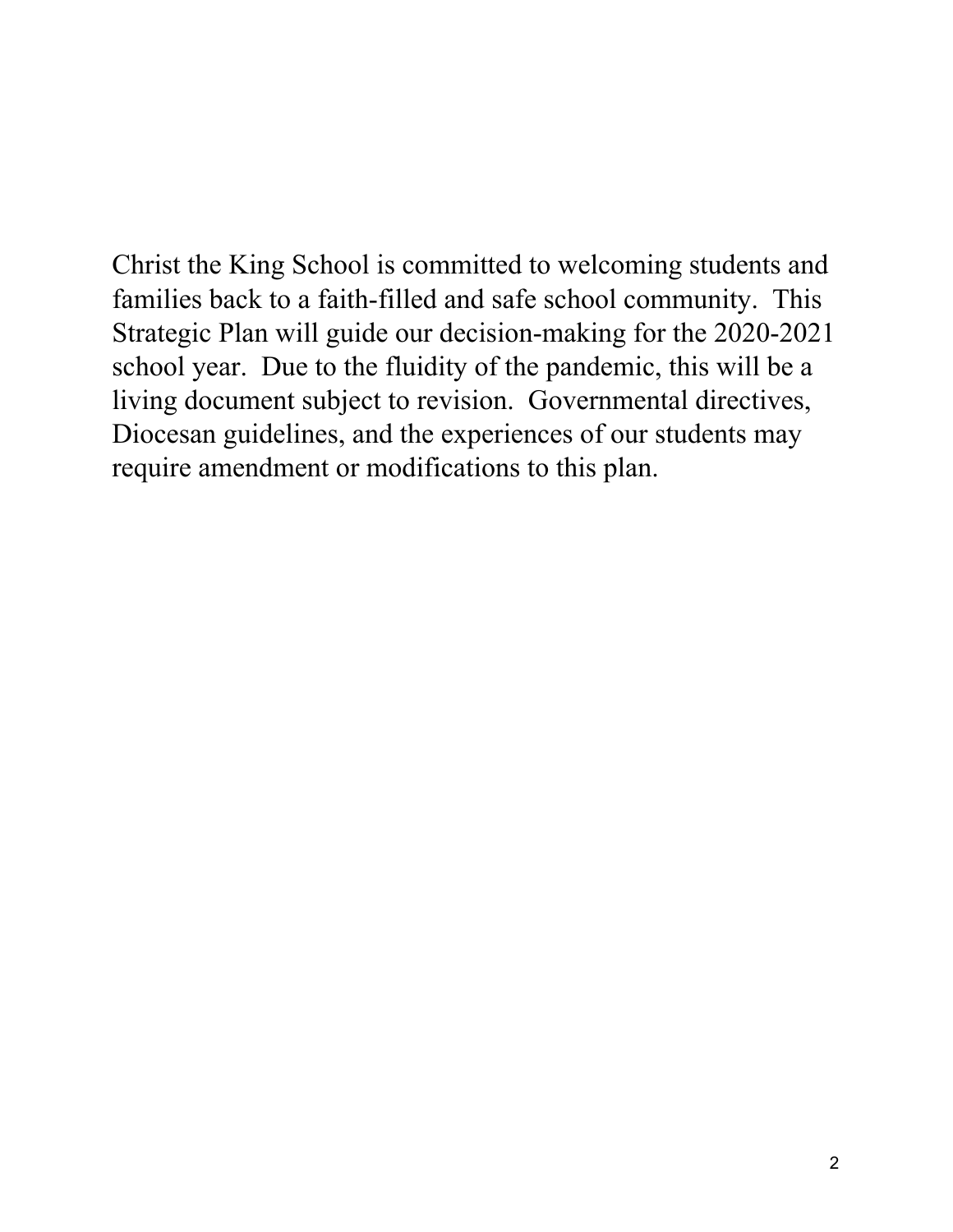Christ the King School is committed to welcoming students and families back to a faith-filled and safe school community. This Strategic Plan will guide our decision-making for the 2020-2021 school year. Due to the fluidity of the pandemic, this will be a living document subject to revision. Governmental directives, Diocesan guidelines, and the experiences of our students may require amendment or modifications to this plan.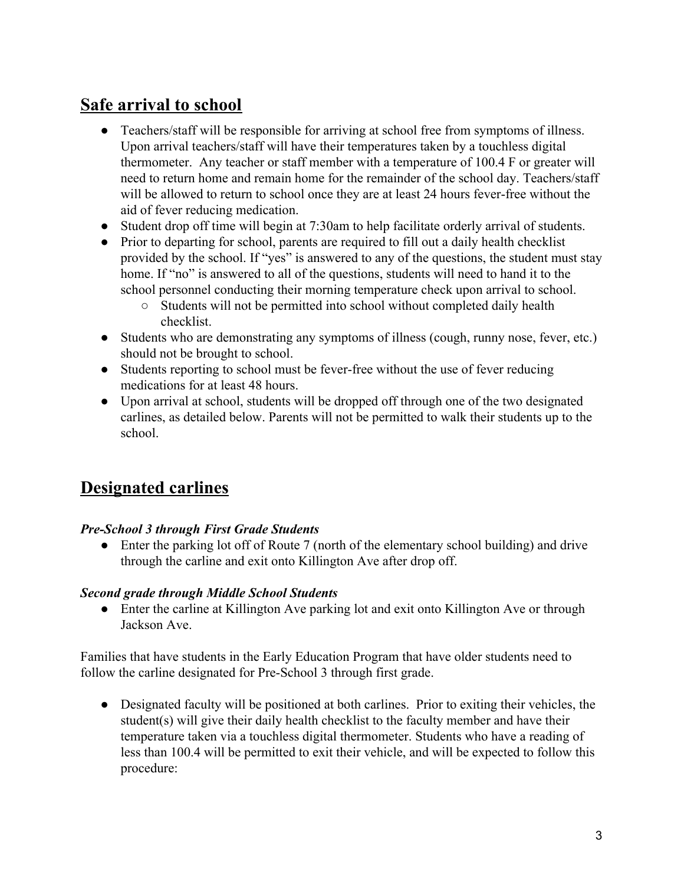## Safe arrival to school

- Teachers/staff will be responsible for arriving at school free from symptoms of illness. Upon arrival teachers/staff will have their temperatures taken by a touchless digital thermometer. Any teacher or staff member with a temperature of 100.4 F or greater will need to return home and remain home for the remainder of the school day. Teachers/staff will be allowed to return to school once they are at least 24 hours fever-free without the aid of fever reducing medication.
- Student drop off time will begin at 7:30am to help facilitate orderly arrival of students.
- Prior to departing for school, parents are required to fill out a daily health checklist provided by the school. If "yes" is answered to any of the questions, the student must stay home. If "no" is answered to all of the questions, students will need to hand it to the school personnel conducting their morning temperature check upon arrival to school.
    - Students will not be permitted into school without completed daily health checklist.
- Students who are demonstrating any symptoms of illness (cough, runny nose, fever, etc.) should not be brought to school.
- Students reporting to school must be fever-free without the use of fever reducing medications for at least 48 hours.
- Upon arrival at school, students will be dropped off through one of the two designated carlines, as detailed below. Parents will not be permitted to walk their students up to the school.

## Designated carlines

***Pre-School 3 through First Grade Students***

- Enter the parking lot off of Route 7 (north of the elementary school building) and drive through the carline and exit onto Killington Ave after drop off.

***Second grade through Middle School Students***

- Enter the carline at Killington Ave parking lot and exit onto Killington Ave or through Jackson Ave.

Families that have students in the Early Education Program that have older students need to follow the carline designated for Pre-School 3 through first grade.

- Designated faculty will be positioned at both carlines. Prior to exiting their vehicles, the student(s) will give their daily health checklist to the faculty member and have their temperature taken via a touchless digital thermometer. Students who have a reading of less than 100.4 will be permitted to exit their vehicle, and will be expected to follow this procedure: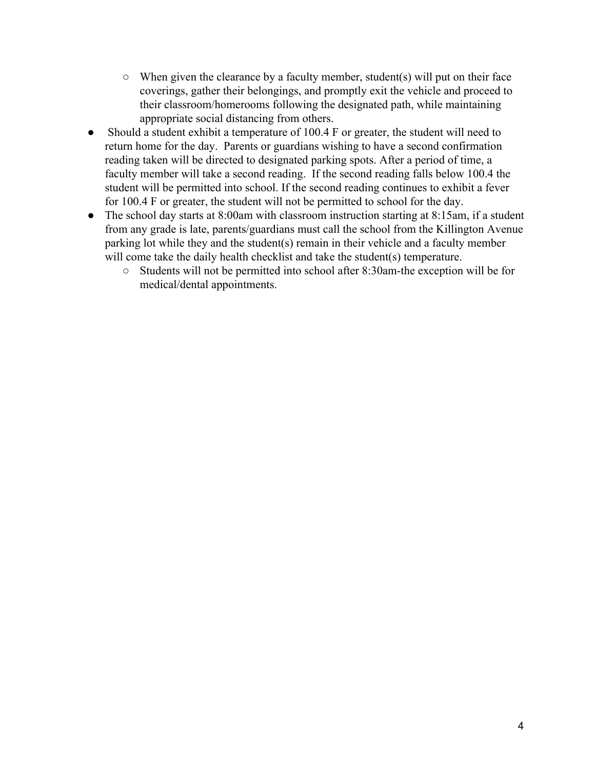- When given the clearance by a faculty member, student(s) will put on their face coverings, gather their belongings, and promptly exit the vehicle and proceed to their classroom/homerooms following the designated path, while maintaining appropriate social distancing from others.
- Should a student exhibit a temperature of 100.4 F or greater, the student will need to return home for the day. Parents or guardians wishing to have a second confirmation reading taken will be directed to designated parking spots. After a period of time, a faculty member will take a second reading. If the second reading falls below 100.4 the student will be permitted into school. If the second reading continues to exhibit a fever for 100.4 F or greater, the student will not be permitted to school for the day.
- The school day starts at 8:00am with classroom instruction starting at 8:15am, if a student from any grade is late, parents/guardians must call the school from the Killington Avenue parking lot while they and the student(s) remain in their vehicle and a faculty member will come take the daily health checklist and take the student(s) temperature.
  - Students will not be permitted into school after 8:30am-the exception will be for medical/dental appointments.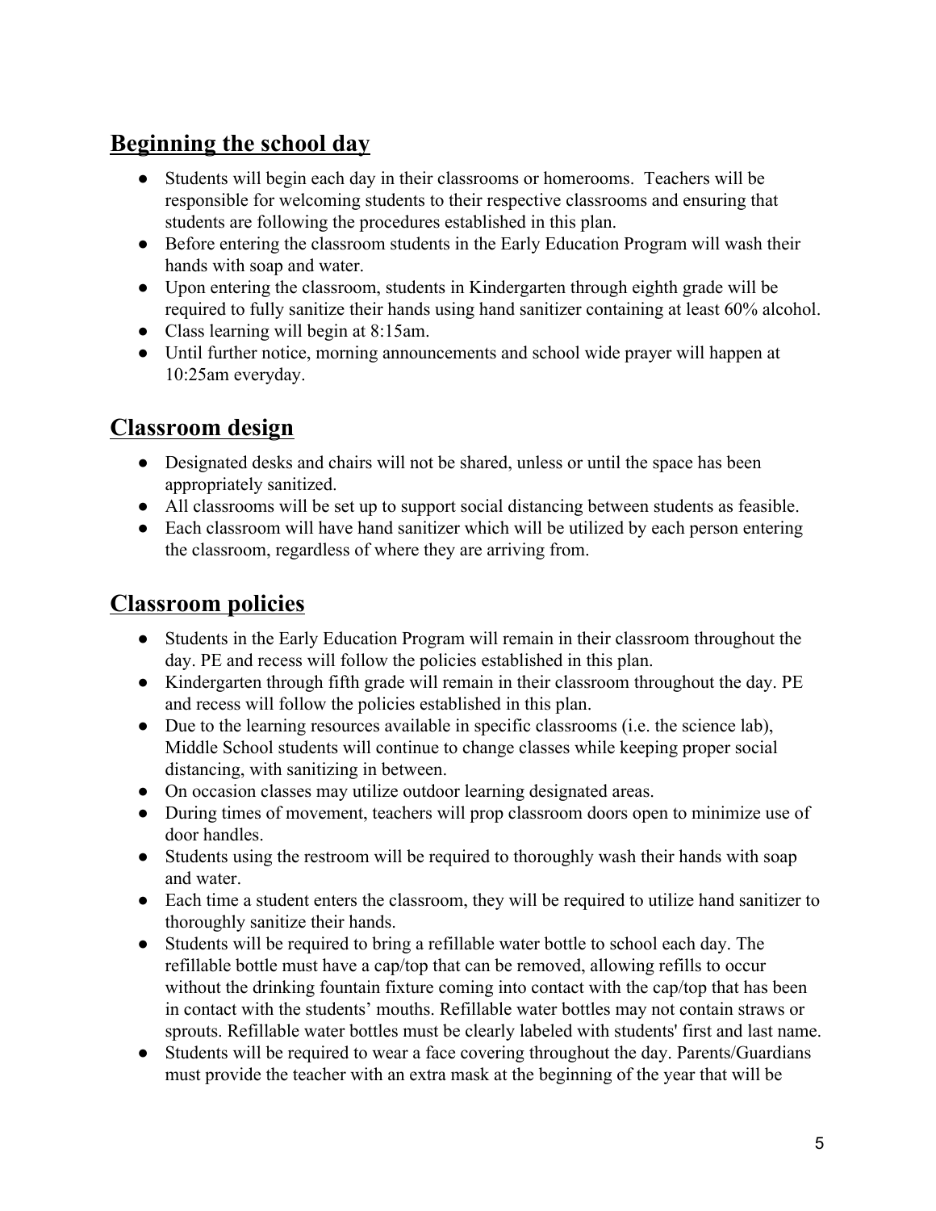## Beginning the school day

- Students will begin each day in their classrooms or homerooms. Teachers will be responsible for welcoming students to their respective classrooms and ensuring that students are following the procedures established in this plan.
- Before entering the classroom students in the Early Education Program will wash their hands with soap and water.
- Upon entering the classroom, students in Kindergarten through eighth grade will be required to fully sanitize their hands using hand sanitizer containing at least 60% alcohol.
- Class learning will begin at 8:15am.
- Until further notice, morning announcements and school wide prayer will happen at 10:25am everyday.

## Classroom design

- Designated desks and chairs will not be shared, unless or until the space has been appropriately sanitized.
- All classrooms will be set up to support social distancing between students as feasible.
- Each classroom will have hand sanitizer which will be utilized by each person entering the classroom, regardless of where they are arriving from.

## Classroom policies

- Students in the Early Education Program will remain in their classroom throughout the day. PE and recess will follow the policies established in this plan.
- Kindergarten through fifth grade will remain in their classroom throughout the day. PE and recess will follow the policies established in this plan.
- Due to the learning resources available in specific classrooms (i.e. the science lab), Middle School students will continue to change classes while keeping proper social distancing, with sanitizing in between.
- On occasion classes may utilize outdoor learning designated areas.
- During times of movement, teachers will prop classroom doors open to minimize use of door handles.
- Students using the restroom will be required to thoroughly wash their hands with soap and water.
- Each time a student enters the classroom, they will be required to utilize hand sanitizer to thoroughly sanitize their hands.
- Students will be required to bring a refillable water bottle to school each day. The refillable bottle must have a cap/top that can be removed, allowing refills to occur without the drinking fountain fixture coming into contact with the cap/top that has been in contact with the students' mouths. Refillable water bottles may not contain straws or sprouts. Refillable water bottles must be clearly labeled with students' first and last name.
- Students will be required to wear a face covering throughout the day. Parents/Guardians must provide the teacher with an extra mask at the beginning of the year that will be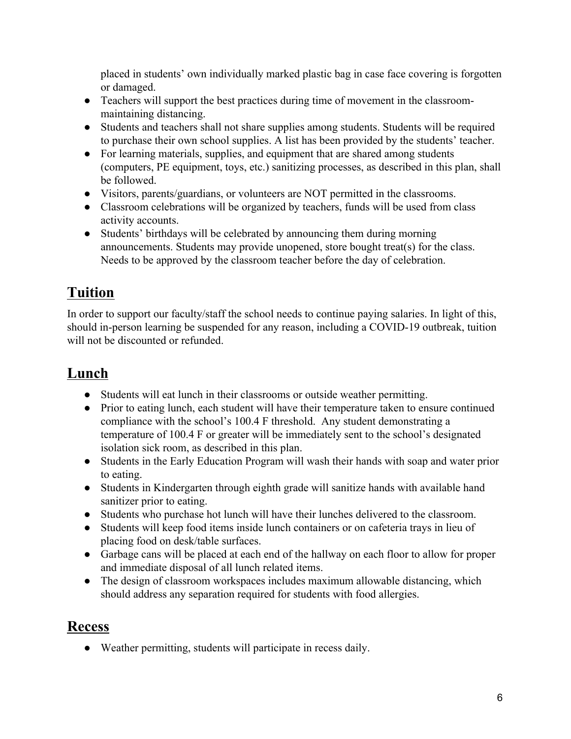placed in students' own individually marked plastic bag in case face covering is forgotten or damaged.

- Teachers will support the best practices during time of movement in the classroom- maintaining distancing.
- Students and teachers shall not share supplies among students. Students will be required to purchase their own school supplies. A list has been provided by the students' teacher.
- For learning materials, supplies, and equipment that are shared among students (computers, PE equipment, toys, etc.) sanitizing processes, as described in this plan, shall be followed.
- Visitors, parents/guardians, or volunteers are NOT permitted in the classrooms.
- Classroom celebrations will be organized by teachers, funds will be used from class activity accounts.
- Students' birthdays will be celebrated by announcing them during morning announcements. Students may provide unopened, store bought treat(s) for the class. Needs to be approved by the classroom teacher before the day of celebration.

## Tuition

In order to support our faculty/staff the school needs to continue paying salaries. In light of this, should in-person learning be suspended for any reason, including a COVID-19 outbreak, tuition will not be discounted or refunded.

## Lunch

- Students will eat lunch in their classrooms or outside weather permitting.
- Prior to eating lunch, each student will have their temperature taken to ensure continued compliance with the school's 100.4 F threshold. Any student demonstrating a temperature of 100.4 F or greater will be immediately sent to the school's designated isolation sick room, as described in this plan.
- Students in the Early Education Program will wash their hands with soap and water prior to eating.
- Students in Kindergarten through eighth grade will sanitize hands with available hand sanitizer prior to eating.
- Students who purchase hot lunch will have their lunches delivered to the classroom.
- Students will keep food items inside lunch containers or on cafeteria trays in lieu of placing food on desk/table surfaces.
- Garbage cans will be placed at each end of the hallway on each floor to allow for proper and immediate disposal of all lunch related items.
- The design of classroom workspaces includes maximum allowable distancing, which should address any separation required for students with food allergies.

## Recess

- Weather permitting, students will participate in recess daily.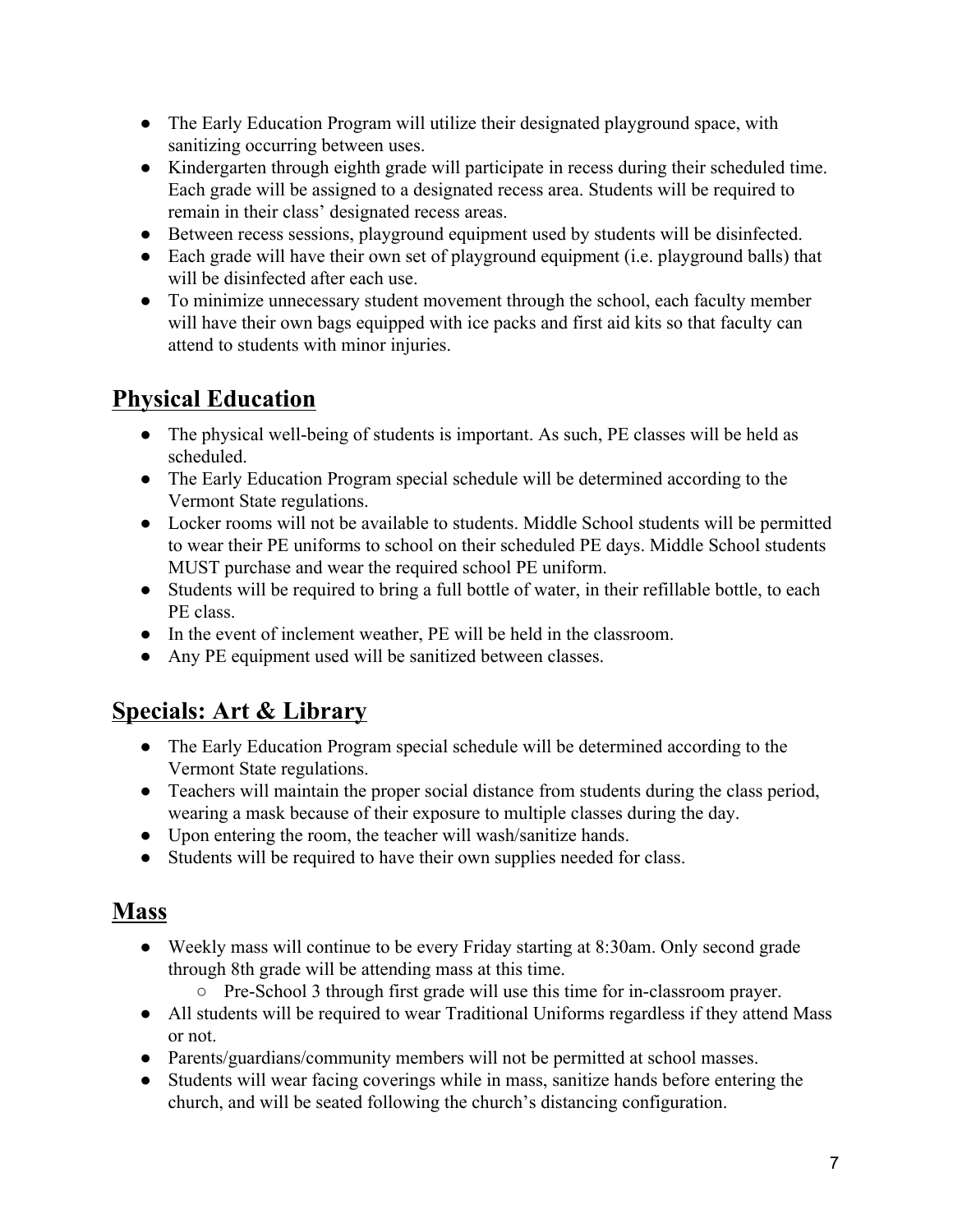- The Early Education Program will utilize their designated playground space, with sanitizing occurring between uses.
- Kindergarten through eighth grade will participate in recess during their scheduled time. Each grade will be assigned to a designated recess area. Students will be required to remain in their class' designated recess areas.
- Between recess sessions, playground equipment used by students will be disinfected.
- Each grade will have their own set of playground equipment (i.e. playground balls) that will be disinfected after each use.
- To minimize unnecessary student movement through the school, each faculty member will have their own bags equipped with ice packs and first aid kits so that faculty can attend to students with minor injuries.

## Physical Education

- The physical well-being of students is important. As such, PE classes will be held as scheduled.
- The Early Education Program special schedule will be determined according to the Vermont State regulations.
- Locker rooms will not be available to students. Middle School students will be permitted to wear their PE uniforms to school on their scheduled PE days. Middle School students MUST purchase and wear the required school PE uniform.
- Students will be required to bring a full bottle of water, in their refillable bottle, to each PE class.
- In the event of inclement weather, PE will be held in the classroom.
- Any PE equipment used will be sanitized between classes.

## Specials: Art & Library

- The Early Education Program special schedule will be determined according to the Vermont State regulations.
- Teachers will maintain the proper social distance from students during the class period, wearing a mask because of their exposure to multiple classes during the day.
- Upon entering the room, the teacher will wash/sanitize hands.
- Students will be required to have their own supplies needed for class.

## Mass

- Weekly mass will continue to be every Friday starting at 8:30am. Only second grade through 8th grade will be attending mass at this time.
  - Pre-School 3 through first grade will use this time for in-classroom prayer.
- All students will be required to wear Traditional Uniforms regardless if they attend Mass or not.
- Parents/guardians/community members will not be permitted at school masses.
- Students will wear facing coverings while in mass, sanitize hands before entering the church, and will be seated following the church's distancing configuration.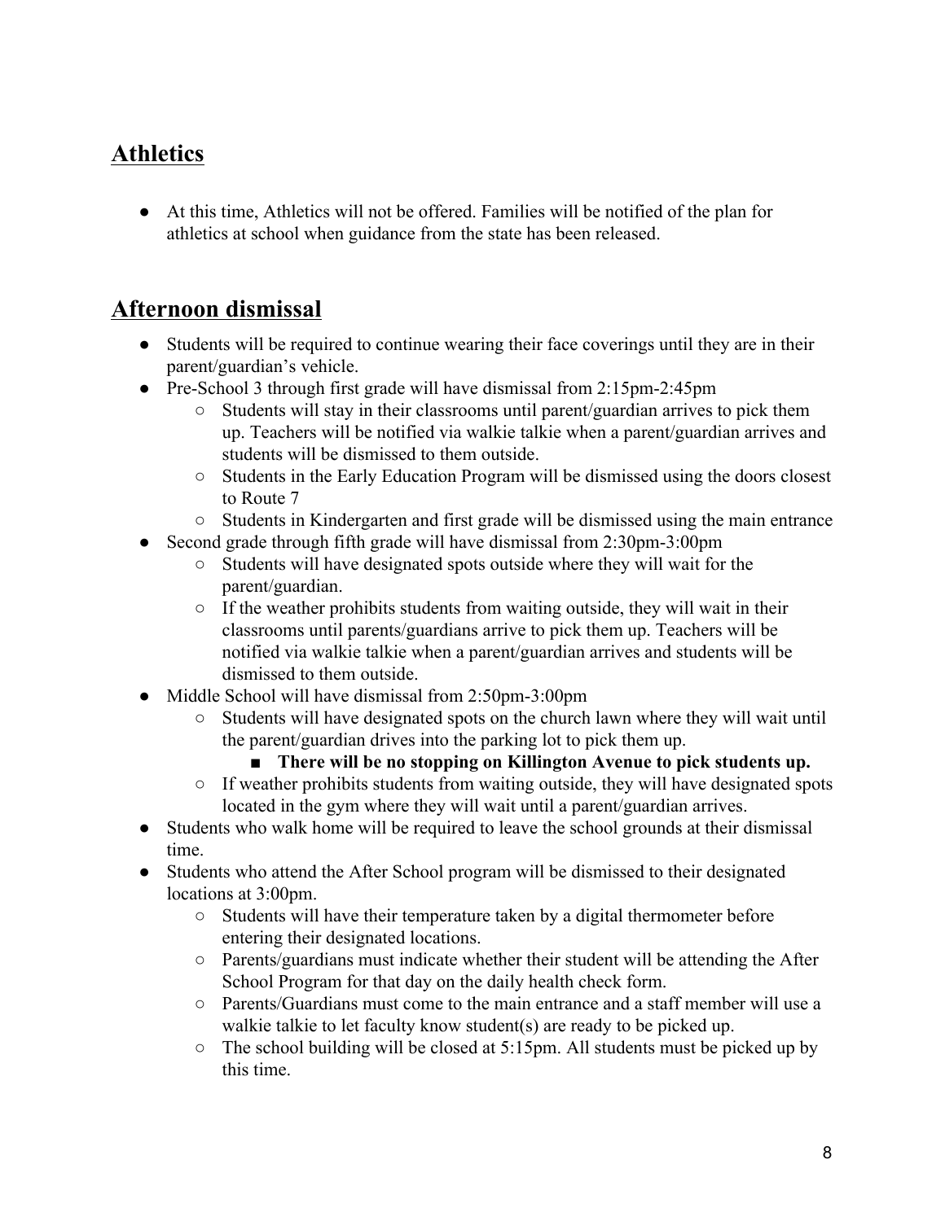## Athletics

- At this time, Athletics will not be offered. Families will be notified of the plan for athletics at school when guidance from the state has been released.

## Afternoon dismissal

- Students will be required to continue wearing their face coverings until they are in their parent/guardian's vehicle.
- Pre-School 3 through first grade will have dismissal from 2:15pm-2:45pm
  - Students will stay in their classrooms until parent/guardian arrives to pick them up. Teachers will be notified via walkie talkie when a parent/guardian arrives and students will be dismissed to them outside.
  - Students in the Early Education Program will be dismissed using the doors closest to Route 7
  - Students in Kindergarten and first grade will be dismissed using the main entrance
- Second grade through fifth grade will have dismissal from 2:30pm-3:00pm
  - Students will have designated spots outside where they will wait for the parent/guardian.
  - If the weather prohibits students from waiting outside, they will wait in their classrooms until parents/guardians arrive to pick them up. Teachers will be notified via walkie talkie when a parent/guardian arrives and students will be dismissed to them outside.
- Middle School will have dismissal from 2:50pm-3:00pm
  - Students will have designated spots on the church lawn where they will wait until the parent/guardian drives into the parking lot to pick them up.
    - **There will be no stopping on Killington Avenue to pick students up.**
  - If weather prohibits students from waiting outside, they will have designated spots located in the gym where they will wait until a parent/guardian arrives.
- Students who walk home will be required to leave the school grounds at their dismissal time.
- Students who attend the After School program will be dismissed to their designated locations at 3:00pm.
  - Students will have their temperature taken by a digital thermometer before entering their designated locations.
  - Parents/guardians must indicate whether their student will be attending the After School Program for that day on the daily health check form.
  - Parents/Guardians must come to the main entrance and a staff member will use a walkie talkie to let faculty know student(s) are ready to be picked up.
  - The school building will be closed at 5:15pm. All students must be picked up by this time.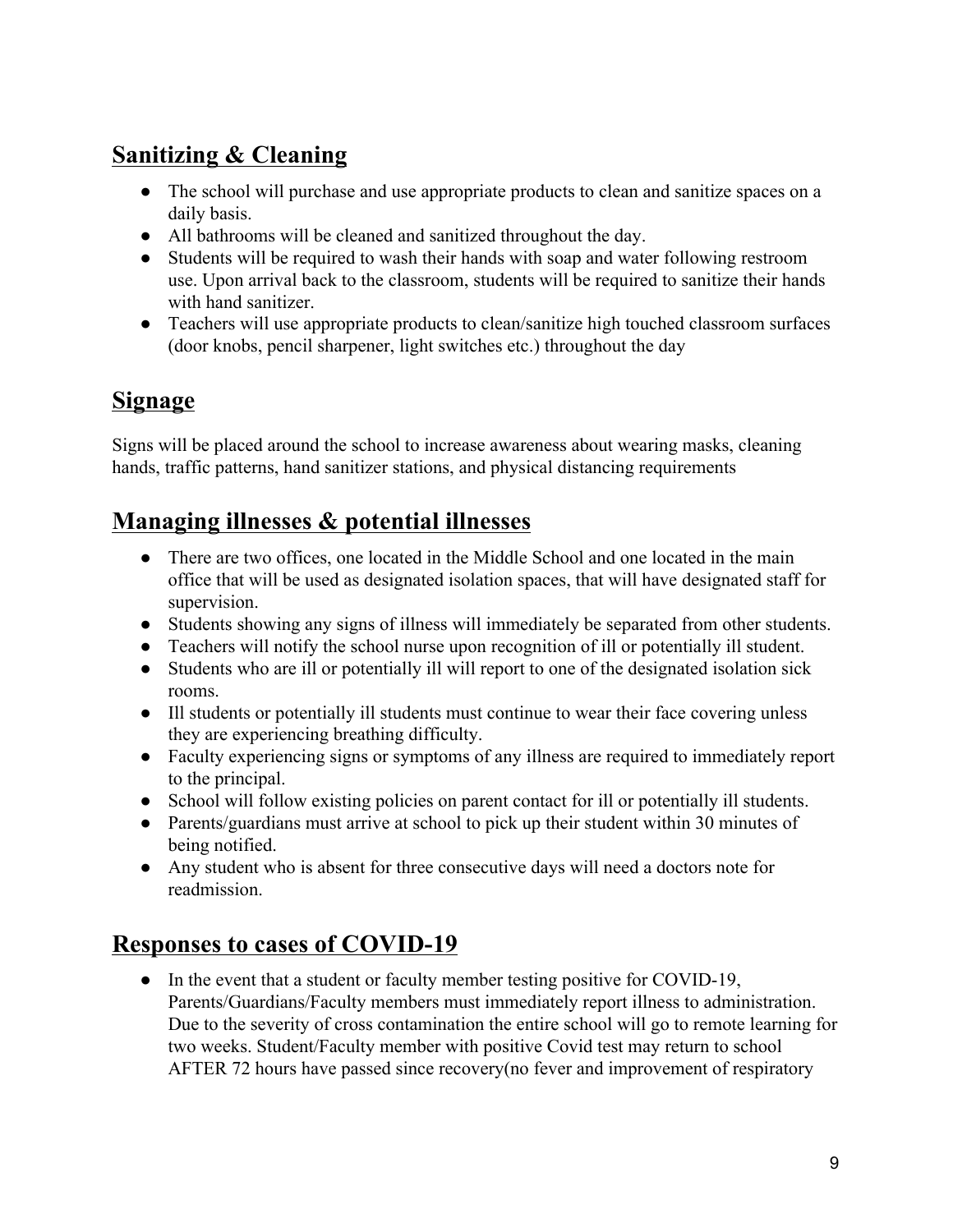## Sanitizing & Cleaning

- The school will purchase and use appropriate products to clean and sanitize spaces on a daily basis.
- All bathrooms will be cleaned and sanitized throughout the day.
- Students will be required to wash their hands with soap and water following restroom use. Upon arrival back to the classroom, students will be required to sanitize their hands with hand sanitizer.
- Teachers will use appropriate products to clean/sanitize high touched classroom surfaces (door knobs, pencil sharpener, light switches etc.) throughout the day

## Signage

Signs will be placed around the school to increase awareness about wearing masks, cleaning hands, traffic patterns, hand sanitizer stations, and physical distancing requirements

## Managing illnesses & potential illnesses

- There are two offices, one located in the Middle School and one located in the main office that will be used as designated isolation spaces, that will have designated staff for supervision.
- Students showing any signs of illness will immediately be separated from other students.
- Teachers will notify the school nurse upon recognition of ill or potentially ill student.
- Students who are ill or potentially ill will report to one of the designated isolation sick rooms.
- Ill students or potentially ill students must continue to wear their face covering unless they are experiencing breathing difficulty.
- Faculty experiencing signs or symptoms of any illness are required to immediately report to the principal.
- School will follow existing policies on parent contact for ill or potentially ill students.
- Parents/guardians must arrive at school to pick up their student within 30 minutes of being notified.
- Any student who is absent for three consecutive days will need a doctors note for readmission.

## Responses to cases of COVID-19

- In the event that a student or faculty member testing positive for COVID-19, Parents/Guardians/Faculty members must immediately report illness to administration. Due to the severity of cross contamination the entire school will go to remote learning for two weeks. Student/Faculty member with positive Covid test may return to school AFTER 72 hours have passed since recovery(no fever and improvement of respiratory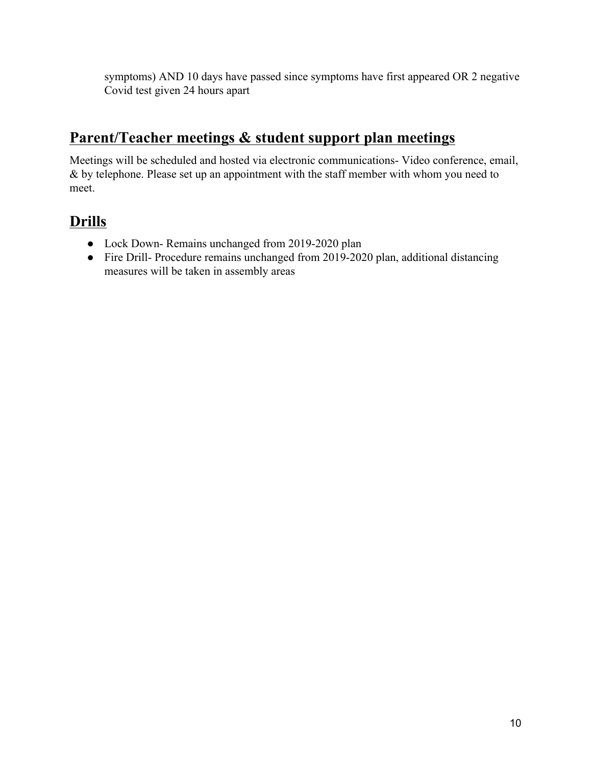symptoms) AND 10 days have passed since symptoms have first appeared OR 2 negative Covid test given 24 hours apart

## Parent/Teacher meetings & student support plan meetings

Meetings will be scheduled and hosted via electronic communications- Video conference, email, & by telephone. Please set up an appointment with the staff member with whom you need to meet.

## Drills

- Lock Down- Remains unchanged from 2019-2020 plan
- Fire Drill- Procedure remains unchanged from 2019-2020 plan, additional distancing measures will be taken in assembly areas